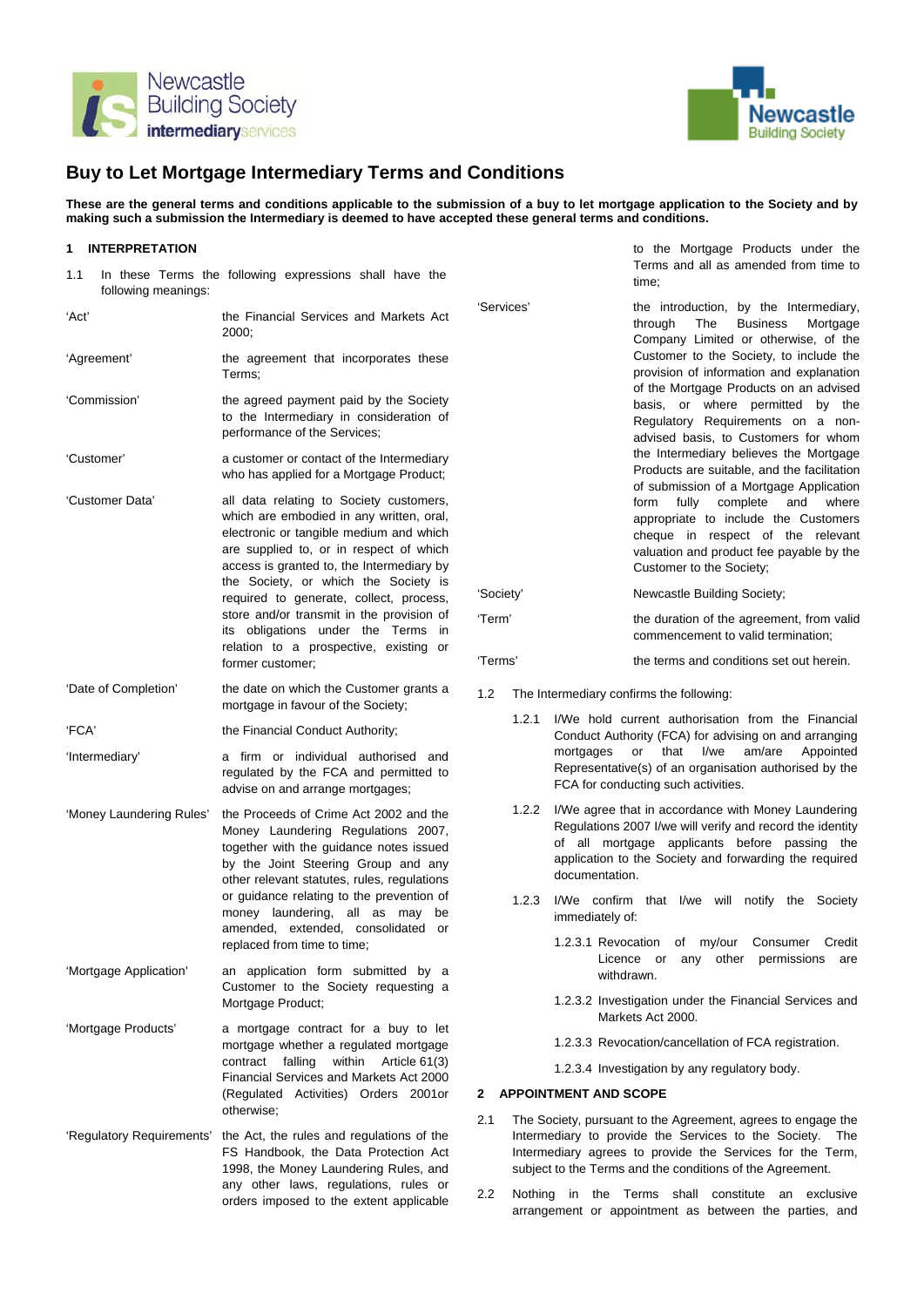# Buy to Let Mortgage Intermediary Terms and Conditions

**These are the general terms and conditions applicable to the submission of a buy to let mortgage application to the Society and by making such a submission the Intermediary is deemed to have accepted these general terms and conditions.**

## 1 INTERPRETATION

1.1 In these Terms the following expressions shall have the following meanings:

| | |
|---|---|
| 'Act' | the Financial Services and Markets Act 2000; |
| 'Agreement' | the agreement that incorporates these Terms; |
| 'Commission' | the agreed payment paid by the Society to the Intermediary in consideration of performance of the Services; |
| 'Customer' | a customer or contact of the Intermediary who has applied for a Mortgage Product; |
| 'Customer Data' | all data relating to Society customers, which are embodied in any written, oral, electronic or tangible medium and which are supplied to, or in respect of which access is granted to, the Intermediary by the Society, or which the Society is required to generate, collect, process, store and/or transmit in the provision of its obligations under the Terms in relation to a prospective, existing or former customer; |
| 'Date of Completion' | the date on which the Customer grants a mortgage in favour of the Society; |
| 'FCA' | the Financial Conduct Authority; |
| 'Intermediary' | a firm or individual authorised and regulated by the FCA and permitted to advise on and arrange mortgages; |
| 'Money Laundering Rules' | the Proceeds of Crime Act 2002 and the Money Laundering Regulations 2007, together with the guidance notes issued by the Joint Steering Group and any other relevant statutes, rules, regulations or guidance relating to the prevention of money laundering, all as may be amended, extended, consolidated or replaced from time to time; |
| 'Mortgage Application' | an application form submitted by a Customer to the Society requesting a Mortgage Product; |
| 'Mortgage Products' | a mortgage contract for a buy to let mortgage whether a regulated mortgage contract falling within Article 61(3) Financial Services and Markets Act 2000 (Regulated Activities) Orders 2001or otherwise; |
| 'Regulatory Requirements' | the Act, the rules and regulations of the FS Handbook, the Data Protection Act 1998, the Money Laundering Rules, and any other laws, regulations, rules or orders imposed to the extent applicable to the Mortgage Products under the Terms and all as amended from time to time; |
| 'Services' | the introduction, by the Intermediary, through The Business Mortgage Company Limited or otherwise, of the Customer to the Society, to include the provision of information and explanation of the Mortgage Products on an advised basis, or where permitted by the Regulatory Requirements on a non-advised basis, to Customers for whom the Intermediary believes the Mortgage Products are suitable, and the facilitation of submission of a Mortgage Application form fully complete and where appropriate to include the Customers cheque in respect of the relevant valuation and product fee payable by the Customer to the Society; |
| 'Society' | Newcastle Building Society; |
| 'Term' | the duration of the agreement, from valid commencement to valid termination; |
| 'Terms' | the terms and conditions set out herein. |

1.2 The Intermediary confirms the following:

1.2.1 I/We hold current authorisation from the Financial Conduct Authority (FCA) for advising on and arranging mortgages or that I/we am/are Appointed Representative(s) of an organisation authorised by the FCA for conducting such activities.

1.2.2 I/We agree that in accordance with Money Laundering Regulations 2007 I/we will verify and record the identity of all mortgage applicants before passing the application to the Society and forwarding the required documentation.

1.2.3 I/We confirm that I/we will notify the Society immediately of:

1.2.3.1 Revocation of my/our Consumer Credit Licence or any other permissions are withdrawn.

1.2.3.2 Investigation under the Financial Services and Markets Act 2000.

1.2.3.3 Revocation/cancellation of FCA registration.

1.2.3.4 Investigation by any regulatory body.

## 2 APPOINTMENT AND SCOPE

2.1 The Society, pursuant to the Agreement, agrees to engage the Intermediary to provide the Services to the Society. The Intermediary agrees to provide the Services for the Term, subject to the Terms and the conditions of the Agreement.

2.2 Nothing in the Terms shall constitute an exclusive arrangement or appointment as between the parties, and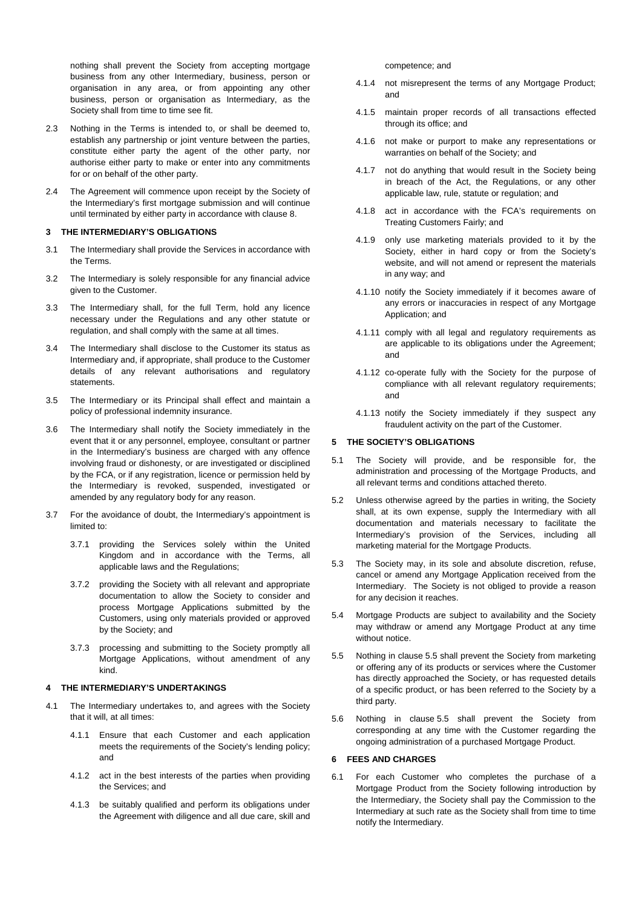nothing shall prevent the Society from accepting mortgage business from any other Intermediary, business, person or organisation in any area, or from appointing any other business, person or organisation as Intermediary, as the Society shall from time to time see fit.

2.3 Nothing in the Terms is intended to, or shall be deemed to, establish any partnership or joint venture between the parties, constitute either party the agent of the other party, nor authorise either party to make or enter into any commitments for or on behalf of the other party.

2.4 The Agreement will commence upon receipt by the Society of the Intermediary's first mortgage submission and will continue until terminated by either party in accordance with clause 8.

**3 THE INTERMEDIARY'S OBLIGATIONS**

3.1 The Intermediary shall provide the Services in accordance with the Terms.

3.2 The Intermediary is solely responsible for any financial advice given to the Customer.

3.3 The Intermediary shall, for the full Term, hold any licence necessary under the Regulations and any other statute or regulation, and shall comply with the same at all times.

3.4 The Intermediary shall disclose to the Customer its status as Intermediary and, if appropriate, shall produce to the Customer details of any relevant authorisations and regulatory statements.

3.5 The Intermediary or its Principal shall effect and maintain a policy of professional indemnity insurance.

3.6 The Intermediary shall notify the Society immediately in the event that it or any personnel, employee, consultant or partner in the Intermediary's business are charged with any offence involving fraud or dishonesty, or are investigated or disciplined by the FCA, or if any registration, licence or permission held by the Intermediary is revoked, suspended, investigated or amended by any regulatory body for any reason.

3.7 For the avoidance of doubt, the Intermediary's appointment is limited to:

3.7.1 providing the Services solely within the United Kingdom and in accordance with the Terms, all applicable laws and the Regulations;

3.7.2 providing the Society with all relevant and appropriate documentation to allow the Society to consider and process Mortgage Applications submitted by the Customers, using only materials provided or approved by the Society; and

3.7.3 processing and submitting to the Society promptly all Mortgage Applications, without amendment of any kind.

**4 THE INTERMEDIARY'S UNDERTAKINGS**

4.1 The Intermediary undertakes to, and agrees with the Society that it will, at all times:

4.1.1 Ensure that each Customer and each application meets the requirements of the Society's lending policy; and

4.1.2 act in the best interests of the parties when providing the Services; and

4.1.3 be suitably qualified and perform its obligations under the Agreement with diligence and all due care, skill and competence; and

4.1.4 not misrepresent the terms of any Mortgage Product; and

4.1.5 maintain proper records of all transactions effected through its office; and

4.1.6 not make or purport to make any representations or warranties on behalf of the Society; and

4.1.7 not do anything that would result in the Society being in breach of the Act, the Regulations, or any other applicable law, rule, statute or regulation; and

4.1.8 act in accordance with the FCA's requirements on Treating Customers Fairly; and

4.1.9 only use marketing materials provided to it by the Society, either in hard copy or from the Society's website, and will not amend or represent the materials in any way; and

4.1.10 notify the Society immediately if it becomes aware of any errors or inaccuracies in respect of any Mortgage Application; and

4.1.11 comply with all legal and regulatory requirements as are applicable to its obligations under the Agreement; and

4.1.12 co-operate fully with the Society for the purpose of compliance with all relevant regulatory requirements; and

4.1.13 notify the Society immediately if they suspect any fraudulent activity on the part of the Customer.

**5 THE SOCIETY'S OBLIGATIONS**

5.1 The Society will provide, and be responsible for, the administration and processing of the Mortgage Products, and all relevant terms and conditions attached thereto.

5.2 Unless otherwise agreed by the parties in writing, the Society shall, at its own expense, supply the Intermediary with all documentation and materials necessary to facilitate the Intermediary's provision of the Services, including all marketing material for the Mortgage Products.

5.3 The Society may, in its sole and absolute discretion, refuse, cancel or amend any Mortgage Application received from the Intermediary. The Society is not obliged to provide a reason for any decision it reaches.

5.4 Mortgage Products are subject to availability and the Society may withdraw or amend any Mortgage Product at any time without notice.

5.5 Nothing in clause 5.5 shall prevent the Society from marketing or offering any of its products or services where the Customer has directly approached the Society, or has requested details of a specific product, or has been referred to the Society by a third party.

5.6 Nothing in clause 5.5 shall prevent the Society from corresponding at any time with the Customer regarding the ongoing administration of a purchased Mortgage Product.

**6 FEES AND CHARGES**

6.1 For each Customer who completes the purchase of a Mortgage Product from the Society following introduction by the Intermediary, the Society shall pay the Commission to the Intermediary at such rate as the Society shall from time to time notify the Intermediary.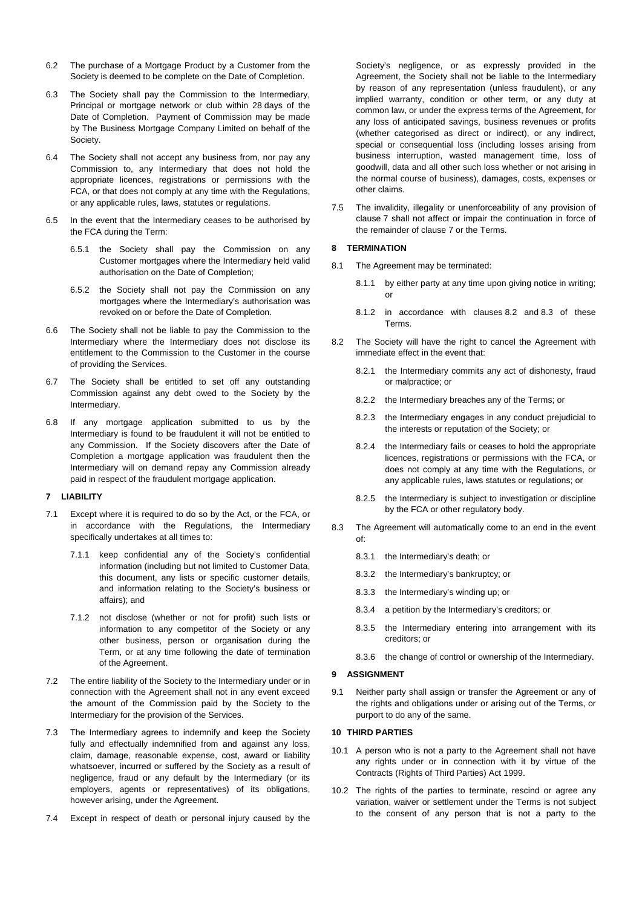6.2 The purchase of a Mortgage Product by a Customer from the Society is deemed to be complete on the Date of Completion.

6.3 The Society shall pay the Commission to the Intermediary, Principal or mortgage network or club within 28 days of the Date of Completion. Payment of Commission may be made by The Business Mortgage Company Limited on behalf of the Society.

6.4 The Society shall not accept any business from, nor pay any Commission to, any Intermediary that does not hold the appropriate licences, registrations or permissions with the FCA, or that does not comply at any time with the Regulations, or any applicable rules, laws, statutes or regulations.

6.5 In the event that the Intermediary ceases to be authorised by the FCA during the Term:

6.5.1 the Society shall pay the Commission on any Customer mortgages where the Intermediary held valid authorisation on the Date of Completion;

6.5.2 the Society shall not pay the Commission on any mortgages where the Intermediary's authorisation was revoked on or before the Date of Completion.

6.6 The Society shall not be liable to pay the Commission to the Intermediary where the Intermediary does not disclose its entitlement to the Commission to the Customer in the course of providing the Services.

6.7 The Society shall be entitled to set off any outstanding Commission against any debt owed to the Society by the Intermediary.

6.8 If any mortgage application submitted to us by the Intermediary is found to be fraudulent it will not be entitled to any Commission. If the Society discovers after the Date of Completion a mortgage application was fraudulent then the Intermediary will on demand repay any Commission already paid in respect of the fraudulent mortgage application.

**7 LIABILITY**

7.1 Except where it is required to do so by the Act, or the FCA, or in accordance with the Regulations, the Intermediary specifically undertakes at all times to:

7.1.1 keep confidential any of the Society's confidential information (including but not limited to Customer Data, this document, any lists or specific customer details, and information relating to the Society's business or affairs); and

7.1.2 not disclose (whether or not for profit) such lists or information to any competitor of the Society or any other business, person or organisation during the Term, or at any time following the date of termination of the Agreement.

7.2 The entire liability of the Society to the Intermediary under or in connection with the Agreement shall not in any event exceed the amount of the Commission paid by the Society to the Intermediary for the provision of the Services.

7.3 The Intermediary agrees to indemnify and keep the Society fully and effectually indemnified from and against any loss, claim, damage, reasonable expense, cost, award or liability whatsoever, incurred or suffered by the Society as a result of negligence, fraud or any default by the Intermediary (or its employers, agents or representatives) of its obligations, however arising, under the Agreement.

7.4 Except in respect of death or personal injury caused by the Society's negligence, or as expressly provided in the Agreement, the Society shall not be liable to the Intermediary by reason of any representation (unless fraudulent), or any implied warranty, condition or other term, or any duty at common law, or under the express terms of the Agreement, for any loss of anticipated savings, business revenues or profits (whether categorised as direct or indirect), or any indirect, special or consequential loss (including losses arising from business interruption, wasted management time, loss of goodwill, data and all other such loss whether or not arising in the normal course of business), damages, costs, expenses or other claims.

7.5 The invalidity, illegality or unenforceability of any provision of clause 7 shall not affect or impair the continuation in force of the remainder of clause 7 or the Terms.

**8 TERMINATION**

8.1 The Agreement may be terminated:

8.1.1 by either party at any time upon giving notice in writing; or

8.1.2 in accordance with clauses 8.2 and 8.3 of these Terms.

8.2 The Society will have the right to cancel the Agreement with immediate effect in the event that:

8.2.1 the Intermediary commits any act of dishonesty, fraud or malpractice; or

8.2.2 the Intermediary breaches any of the Terms; or

8.2.3 the Intermediary engages in any conduct prejudicial to the interests or reputation of the Society; or

8.2.4 the Intermediary fails or ceases to hold the appropriate licences, registrations or permissions with the FCA, or does not comply at any time with the Regulations, or any applicable rules, laws statutes or regulations; or

8.2.5 the Intermediary is subject to investigation or discipline by the FCA or other regulatory body.

8.3 The Agreement will automatically come to an end in the event of:

8.3.1 the Intermediary's death; or

8.3.2 the Intermediary's bankruptcy; or

8.3.3 the Intermediary's winding up; or

8.3.4 a petition by the Intermediary's creditors; or

8.3.5 the Intermediary entering into arrangement with its creditors; or

8.3.6 the change of control or ownership of the Intermediary.

**9 ASSIGNMENT**

9.1 Neither party shall assign or transfer the Agreement or any of the rights and obligations under or arising out of the Terms, or purport to do any of the same.

**10 THIRD PARTIES**

10.1 A person who is not a party to the Agreement shall not have any rights under or in connection with it by virtue of the Contracts (Rights of Third Parties) Act 1999.

10.2 The rights of the parties to terminate, rescind or agree any variation, waiver or settlement under the Terms is not subject to the consent of any person that is not a party to the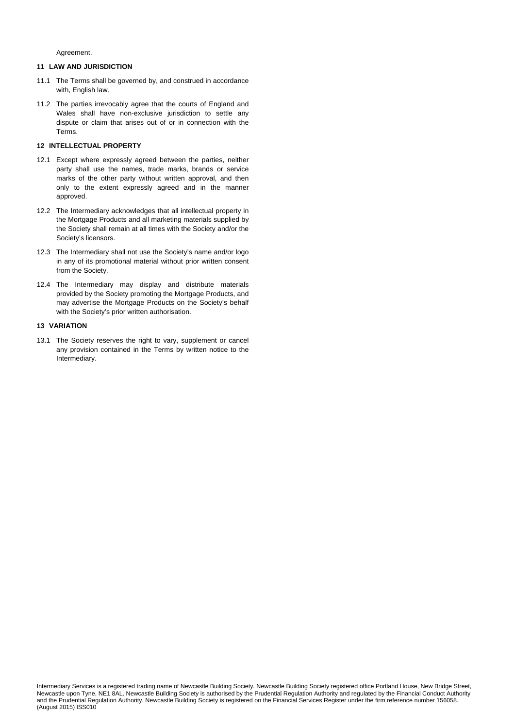Agreement.

**11 LAW AND JURISDICTION**

11.1 The Terms shall be governed by, and construed in accordance with, English law.

11.2 The parties irrevocably agree that the courts of England and Wales shall have non-exclusive jurisdiction to settle any dispute or claim that arises out of or in connection with the Terms.

**12 INTELLECTUAL PROPERTY**

12.1 Except where expressly agreed between the parties, neither party shall use the names, trade marks, brands or service marks of the other party without written approval, and then only to the extent expressly agreed and in the manner approved.

12.2 The Intermediary acknowledges that all intellectual property in the Mortgage Products and all marketing materials supplied by the Society shall remain at all times with the Society and/or the Society's licensors.

12.3 The Intermediary shall not use the Society's name and/or logo in any of its promotional material without prior written consent from the Society.

12.4 The Intermediary may display and distribute materials provided by the Society promoting the Mortgage Products, and may advertise the Mortgage Products on the Society's behalf with the Society's prior written authorisation.

**13 VARIATION**

13.1 The Society reserves the right to vary, supplement or cancel any provision contained in the Terms by written notice to the Intermediary.

Intermediary Services is a registered trading name of Newcastle Building Society. Newcastle Building Society registered office Portland House, New Bridge Street, Newcastle upon Tyne, NE1 8AL. Newcastle Building Society is authorised by the Prudential Regulation Authority and regulated by the Financial Conduct Authority and the Prudential Regulation Authority. Newcastle Building Society is registered on the Financial Services Register under the firm reference number 156058. (August 2015) ISS010